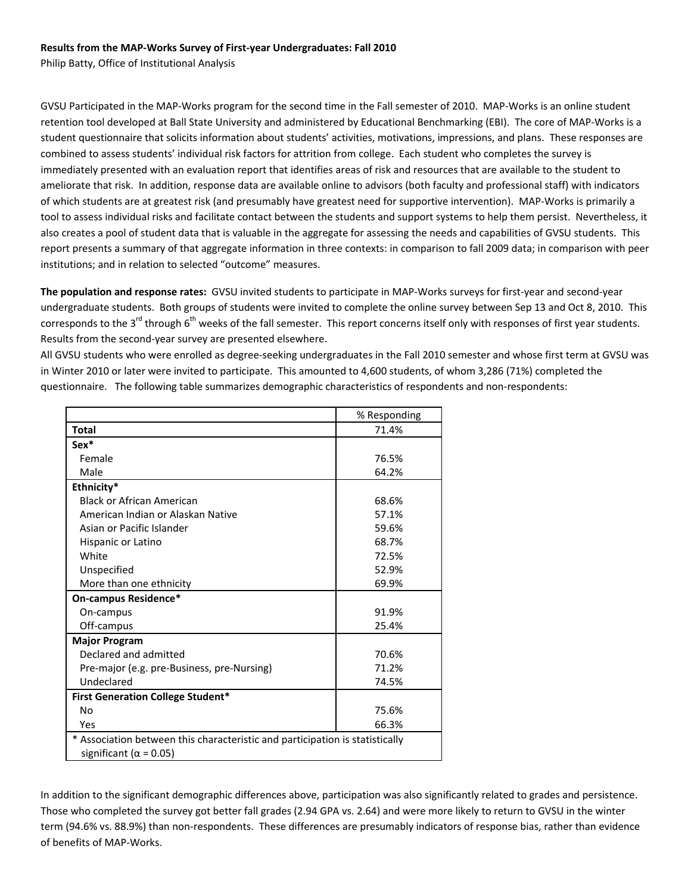**Results from the MAP-Works Survey of First-year Undergraduates: Fall 2010**

Philip Batty, Office of Institutional Analysis

GVSU Participated in the MAP-Works program for the second time in the Fall semester of 2010. MAP-Works is an online student retention tool developed at Ball State University and administered by Educational Benchmarking (EBI). The core of MAP-Works is a student questionnaire that solicits information about students' activities, motivations, impressions, and plans. These responses are combined to assess students' individual risk factors for attrition from college. Each student who completes the survey is immediately presented with an evaluation report that identifies areas of risk and resources that are available to the student to ameliorate that risk. In addition, response data are available online to advisors (both faculty and professional staff) with indicators of which students are at greatest risk (and presumably have greatest need for supportive intervention). MAP-Works is primarily a tool to assess individual risks and facilitate contact between the students and support systems to help them persist. Nevertheless, it also creates a pool of student data that is valuable in the aggregate for assessing the needs and capabilities of GVSU students. This report presents a summary of that aggregate information in three contexts: in comparison to fall 2009 data; in comparison with peer institutions; and in relation to selected "outcome" measures.

**The population and response rates:** GVSU invited students to participate in MAP-Works surveys for first-year and second-year undergraduate students. Both groups of students were invited to complete the online survey between Sep 13 and Oct 8, 2010. This corresponds to the 3rd through 6th weeks of the fall semester. This report concerns itself only with responses of first year students. Results from the second-year survey are presented elsewhere.

All GVSU students who were enrolled as degree-seeking undergraduates in the Fall 2010 semester and whose first term at GVSU was in Winter 2010 or later were invited to participate. This amounted to 4,600 students, of whom 3,286 (71%) completed the questionnaire. The following table summarizes demographic characteristics of respondents and non-respondents:

| | % Responding |
|---|---|
| **Total** | 71.4% |
| **Sex*** | |
| Female | 76.5% |
| Male | 64.2% |
| **Ethnicity*** | |
| Black or African American | 68.6% |
| American Indian or Alaskan Native | 57.1% |
| Asian or Pacific Islander | 59.6% |
| Hispanic or Latino | 68.7% |
| White | 72.5% |
| Unspecified | 52.9% |
| More than one ethnicity | 69.9% |
| **On-campus Residence*** | |
| On-campus | 91.9% |
| Off-campus | 25.4% |
| **Major Program** | |
| Declared and admitted | 70.6% |
| Pre-major (e.g. pre-Business, pre-Nursing) | 71.2% |
| Undeclared | 74.5% |
| **First Generation College Student*** | |
| No | 75.6% |
| Yes | 66.3% |
| * Association between this characteristic and participation is statistically significant ($\alpha = 0.05$) | |

In addition to the significant demographic differences above, participation was also significantly related to grades and persistence. Those who completed the survey got better fall grades (2.94 GPA vs. 2.64) and were more likely to return to GVSU in the winter term (94.6% vs. 88.9%) than non-respondents. These differences are presumably indicators of response bias, rather than evidence of benefits of MAP-Works.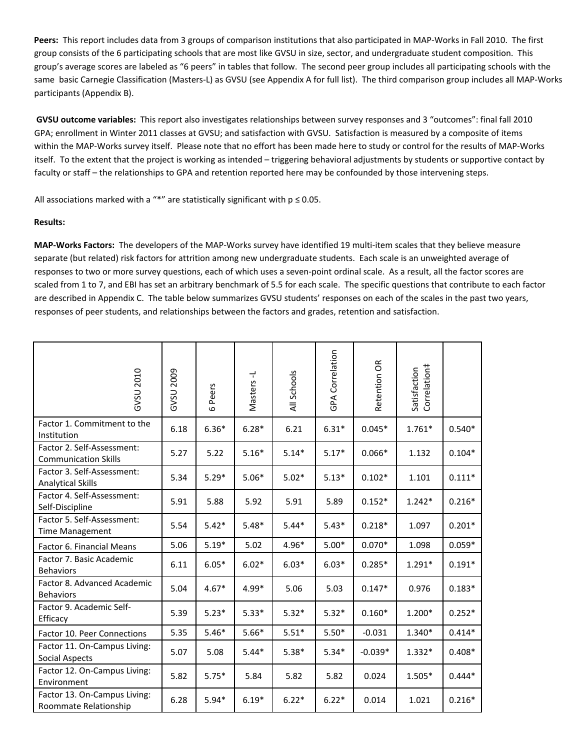**Peers:** This report includes data from 3 groups of comparison institutions that also participated in MAP-Works in Fall 2010. The first group consists of the 6 participating schools that are most like GVSU in size, sector, and undergraduate student composition. This group's average scores are labeled as "6 peers" in tables that follow. The second peer group includes all participating schools with the same basic Carnegie Classification (Masters-L) as GVSU (see Appendix A for full list). The third comparison group includes all MAP-Works participants (Appendix B).

**GVSU outcome variables:** This report also investigates relationships between survey responses and 3 "outcomes": final fall 2010 GPA; enrollment in Winter 2011 classes at GVSU; and satisfaction with GVSU. Satisfaction is measured by a composite of items within the MAP-Works survey itself. Please note that no effort has been made here to study or control for the results of MAP-Works itself. To the extent that the project is working as intended – triggering behavioral adjustments by students or supportive contact by faculty or staff – the relationships to GPA and retention reported here may be confounded by those intervening steps.

All associations marked with a "*" are statistically significant with $p \leq 0.05$.

**Results:**

**MAP-Works Factors:** The developers of the MAP-Works survey have identified 19 multi-item scales that they believe measure separate (but related) risk factors for attrition among new undergraduate students. Each scale is an unweighted average of responses to two or more survey questions, each of which uses a seven-point ordinal scale. As a result, all the factor scores are scaled from 1 to 7, and EBI has set an arbitrary benchmark of 5.5 for each scale. The specific questions that contribute to each factor are described in Appendix C. The table below summarizes GVSU students' responses on each of the scales in the past two years, responses of peer students, and relationships between the factors and grades, retention and satisfaction.

| GVSU 2010 | GVSU 2009 | 6 Peers | Masters -L | All Schools | GPA Correlation | Retention OR | Satisfaction Correlation‡ | |
|---|---|---|---|---|---|---|---|---|
| Factor 1. Commitment to the Institution | 6.18 | 6.36* | 6.28* | 6.21 | 6.31* | 0.045* | 1.761* | 0.540* |
| Factor 2. Self-Assessment: Communication Skills | 5.27 | 5.22 | 5.16* | 5.14* | 5.17* | 0.066* | 1.132 | 0.104* |
| Factor 3. Self-Assessment: Analytical Skills | 5.34 | 5.29* | 5.06* | 5.02* | 5.13* | 0.102* | 1.101 | 0.111* |
| Factor 4. Self-Assessment: Self-Discipline | 5.91 | 5.88 | 5.92 | 5.91 | 5.89 | 0.152* | 1.242* | 0.216* |
| Factor 5. Self-Assessment: Time Management | 5.54 | 5.42* | 5.48* | 5.44* | 5.43* | 0.218* | 1.097 | 0.201* |
| Factor 6. Financial Means | 5.06 | 5.19* | 5.02 | 4.96* | 5.00* | 0.070* | 1.098 | 0.059* |
| Factor 7. Basic Academic Behaviors | 6.11 | 6.05* | 6.02* | 6.03* | 6.03* | 0.285* | 1.291* | 0.191* |
| Factor 8. Advanced Academic Behaviors | 5.04 | 4.67* | 4.99* | 5.06 | 5.03 | 0.147* | 0.976 | 0.183* |
| Factor 9. Academic Self-Efficacy | 5.39 | 5.23* | 5.33* | 5.32* | 5.32* | 0.160* | 1.200* | 0.252* |
| Factor 10. Peer Connections | 5.35 | 5.46* | 5.66* | 5.51* | 5.50* | -0.031 | 1.340* | 0.414* |
| Factor 11. On-Campus Living: Social Aspects | 5.07 | 5.08 | 5.44* | 5.38* | 5.34* | -0.039* | 1.332* | 0.408* |
| Factor 12. On-Campus Living: Environment | 5.82 | 5.75* | 5.84 | 5.82 | 5.82 | 0.024 | 1.505* | 0.444* |
| Factor 13. On-Campus Living: Roommate Relationship | 6.28 | 5.94* | 6.19* | 6.22* | 6.22* | 0.014 | 1.021 | 0.216* |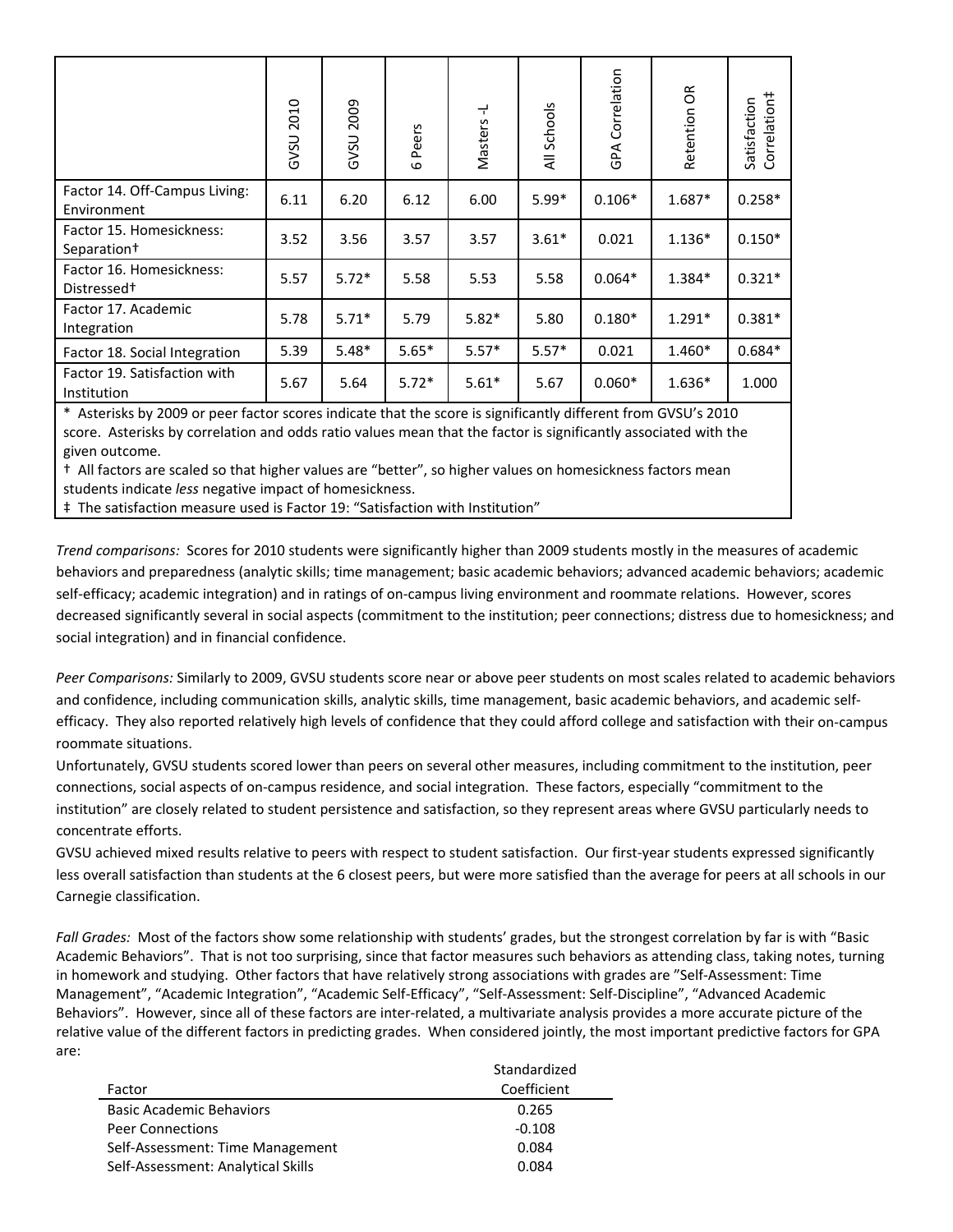| | GVSU 2010 | GVSU 2009 | 6 Peers | Masters -L | All Schools | GPA Correlation | Retention OR | Satisfaction Correlation‡ |
|---|---|---|---|---|---|---|---|---|
| Factor 14. Off-Campus Living: Environment | 6.11 | 6.20 | 6.12 | 6.00 | 5.99* | 0.106* | 1.687* | 0.258* |
| Factor 15. Homesickness: Separation† | 3.52 | 3.56 | 3.57 | 3.57 | 3.61* | 0.021 | 1.136* | 0.150* |
| Factor 16. Homesickness: Distressed† | 5.57 | 5.72* | 5.58 | 5.53 | 5.58 | 0.064* | 1.384* | 0.321* |
| Factor 17. Academic Integration | 5.78 | 5.71* | 5.79 | 5.82* | 5.80 | 0.180* | 1.291* | 0.381* |
| Factor 18. Social Integration | 5.39 | 5.48* | 5.65* | 5.57* | 5.57* | 0.021 | 1.460* | 0.684* |
| Factor 19. Satisfaction with Institution | 5.67 | 5.64 | 5.72* | 5.61* | 5.67 | 0.060* | 1.636* | 1.000 |

\* Asterisks by 2009 or peer factor scores indicate that the score is significantly different from GVSU's 2010 score. Asterisks by correlation and odds ratio values mean that the factor is significantly associated with the given outcome.
† All factors are scaled so that higher values are "better", so higher values on homesickness factors mean students indicate *less* negative impact of homesickness.
‡ The satisfaction measure used is Factor 19: "Satisfaction with Institution"

*Trend comparisons:* Scores for 2010 students were significantly higher than 2009 students mostly in the measures of academic behaviors and preparedness (analytic skills; time management; basic academic behaviors; advanced academic behaviors; academic self-efficacy; academic integration) and in ratings of on-campus living environment and roommate relations. However, scores decreased significantly several in social aspects (commitment to the institution; peer connections; distress due to homesickness; and social integration) and in financial confidence.

*Peer Comparisons:* Similarly to 2009, GVSU students score near or above peer students on most scales related to academic behaviors and confidence, including communication skills, analytic skills, time management, basic academic behaviors, and academic self-efficacy. They also reported relatively high levels of confidence that they could afford college and satisfaction with their on-campus roommate situations.

Unfortunately, GVSU students scored lower than peers on several other measures, including commitment to the institution, peer connections, social aspects of on-campus residence, and social integration. These factors, especially "commitment to the institution" are closely related to student persistence and satisfaction, so they represent areas where GVSU particularly needs to concentrate efforts.

GVSU achieved mixed results relative to peers with respect to student satisfaction. Our first-year students expressed significantly less overall satisfaction than students at the 6 closest peers, but were more satisfied than the average for peers at all schools in our Carnegie classification.

*Fall Grades:* Most of the factors show some relationship with students' grades, but the strongest correlation by far is with "Basic Academic Behaviors". That is not too surprising, since that factor measures such behaviors as attending class, taking notes, turning in homework and studying. Other factors that have relatively strong associations with grades are "Self-Assessment: Time Management", "Academic Integration", "Academic Self-Efficacy", "Self-Assessment: Self-Discipline", "Advanced Academic Behaviors". However, since all of these factors are inter-related, a multivariate analysis provides a more accurate picture of the relative value of the different factors in predicting grades. When considered jointly, the most important predictive factors for GPA are:

| Factor | Standardized Coefficient |
|---|---|
| Basic Academic Behaviors | 0.265 |
| Peer Connections | -0.108 |
| Self-Assessment: Time Management | 0.084 |
| Self-Assessment: Analytical Skills | 0.084 |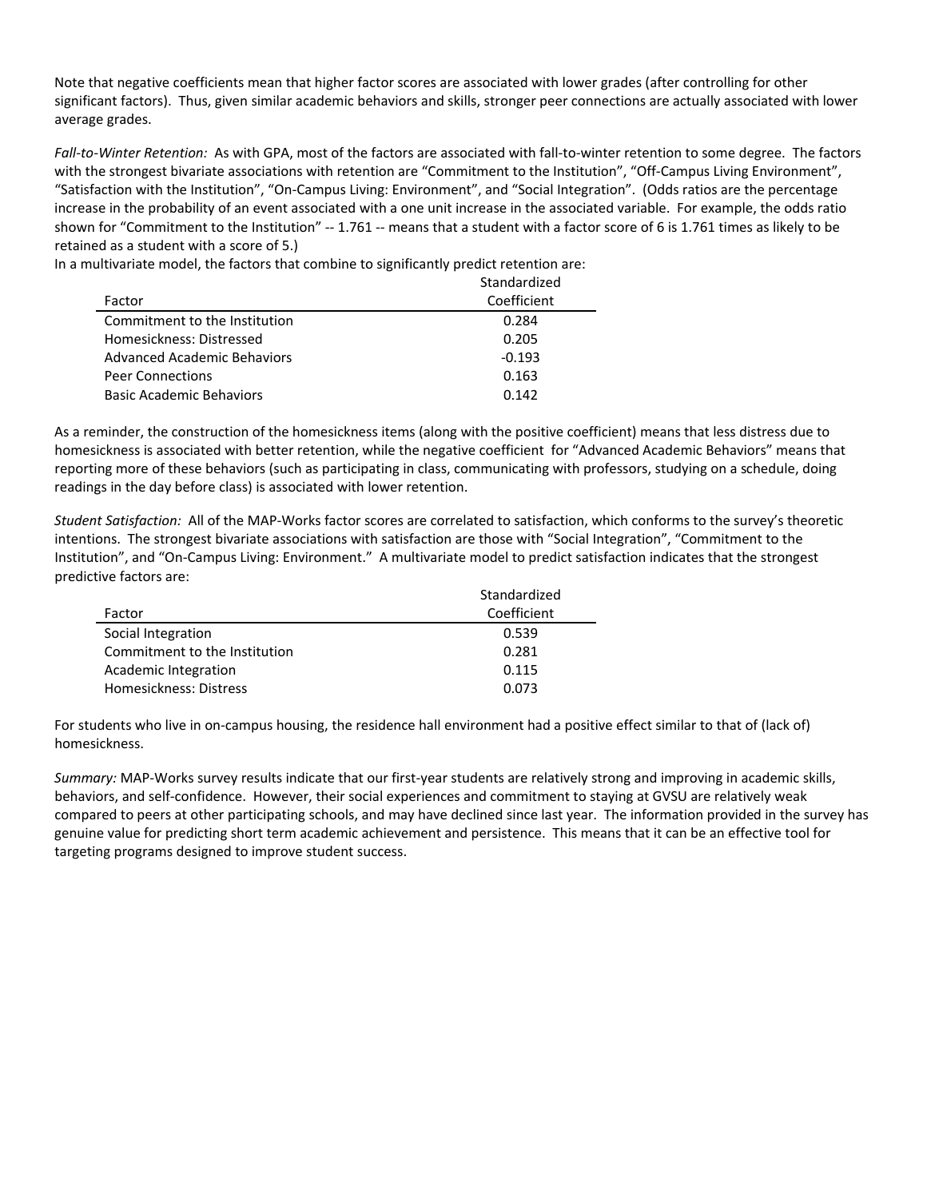Note that negative coefficients mean that higher factor scores are associated with lower grades (after controlling for other significant factors). Thus, given similar academic behaviors and skills, stronger peer connections are actually associated with lower average grades.

*Fall-to-Winter Retention:* As with GPA, most of the factors are associated with fall-to-winter retention to some degree. The factors with the strongest bivariate associations with retention are "Commitment to the Institution", "Off-Campus Living Environment", "Satisfaction with the Institution", "On-Campus Living: Environment", and "Social Integration". (Odds ratios are the percentage increase in the probability of an event associated with a one unit increase in the associated variable. For example, the odds ratio shown for "Commitment to the Institution" -- 1.761 -- means that a student with a factor score of 6 is 1.761 times as likely to be retained as a student with a score of 5.)

In a multivariate model, the factors that combine to significantly predict retention are:

| Factor | Standardized Coefficient |
|---|---|
| Commitment to the Institution | 0.284 |
| Homesickness: Distressed | 0.205 |
| Advanced Academic Behaviors | -0.193 |
| Peer Connections | 0.163 |
| Basic Academic Behaviors | 0.142 |

As a reminder, the construction of the homesickness items (along with the positive coefficient) means that less distress due to homesickness is associated with better retention, while the negative coefficient for "Advanced Academic Behaviors" means that reporting more of these behaviors (such as participating in class, communicating with professors, studying on a schedule, doing readings in the day before class) is associated with lower retention.

*Student Satisfaction:* All of the MAP-Works factor scores are correlated to satisfaction, which conforms to the survey's theoretic intentions. The strongest bivariate associations with satisfaction are those with "Social Integration", "Commitment to the Institution", and "On-Campus Living: Environment." A multivariate model to predict satisfaction indicates that the strongest predictive factors are:

| Factor | Standardized Coefficient |
|---|---|
| Social Integration | 0.539 |
| Commitment to the Institution | 0.281 |
| Academic Integration | 0.115 |
| Homesickness: Distress | 0.073 |

For students who live in on-campus housing, the residence hall environment had a positive effect similar to that of (lack of) homesickness.

*Summary:* MAP-Works survey results indicate that our first-year students are relatively strong and improving in academic skills, behaviors, and self-confidence. However, their social experiences and commitment to staying at GVSU are relatively weak compared to peers at other participating schools, and may have declined since last year. The information provided in the survey has genuine value for predicting short term academic achievement and persistence. This means that it can be an effective tool for targeting programs designed to improve student success.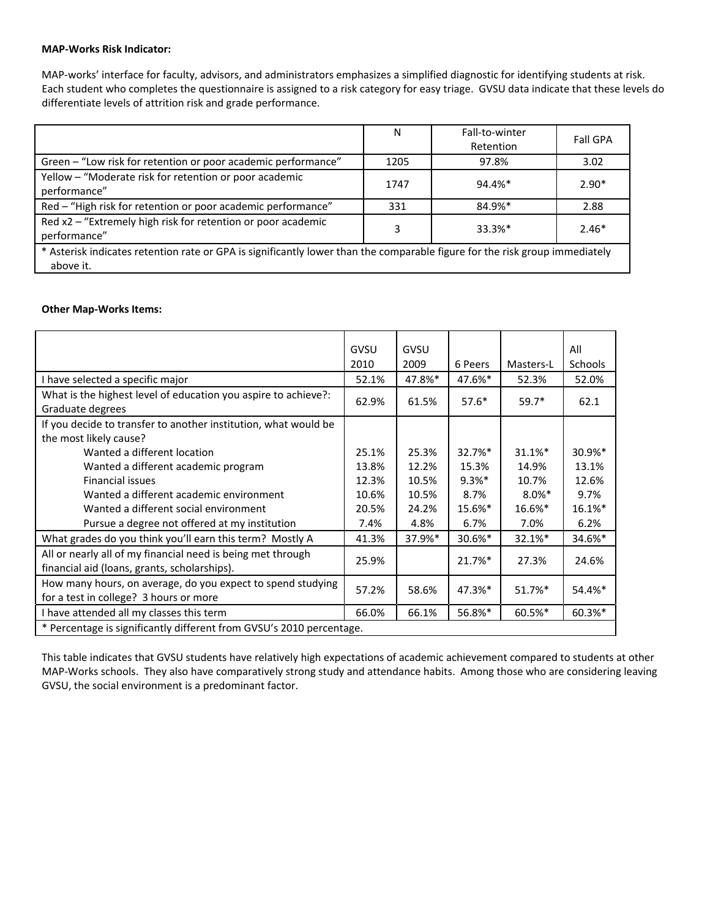**MAP-Works Risk Indicator:**

MAP-works' interface for faculty, advisors, and administrators emphasizes a simplified diagnostic for identifying students at risk. Each student who completes the questionnaire is assigned to a risk category for easy triage. GVSU data indicate that these levels do differentiate levels of attrition risk and grade performance.

| | N | Fall-to-winter Retention | Fall GPA |
|---|---|---|---|
| Green – "Low risk for retention or poor academic performance" | 1205 | 97.8% | 3.02 |
| Yellow – "Moderate risk for retention or poor academic performance" | 1747 | 94.4%* | 2.90* |
| Red – "High risk for retention or poor academic performance" | 331 | 84.9%* | 2.88 |
| Red x2 – "Extremely high risk for retention or poor academic performance" | 3 | 33.3%* | 2.46* |
| * Asterisk indicates retention rate or GPA is significantly lower than the comparable figure for the risk group immediately above it. | | | |

**Other Map-Works Items:**

| | GVSU 2010 | GVSU 2009 | 6 Peers | Masters-L | All Schools |
|---|---|---|---|---|---|
| I have selected a specific major | 52.1% | 47.8%* | 47.6%* | 52.3% | 52.0% |
| What is the highest level of education you aspire to achieve?: Graduate degrees | 62.9% | 61.5% | 57.6* | 59.7* | 62.1 |
| If you decide to transfer to another institution, what would be the most likely cause? | | | | | |
| Wanted a different location | 25.1% | 25.3% | 32.7%* | 31.1%* | 30.9%* |
| Wanted a different academic program | 13.8% | 12.2% | 15.3% | 14.9% | 13.1% |
| Financial issues | 12.3% | 10.5% | 9.3%* | 10.7% | 12.6% |
| Wanted a different academic environment | 10.6% | 10.5% | 8.7% | 8.0%* | 9.7% |
| Wanted a different social environment | 20.5% | 24.2% | 15.6%* | 16.6%* | 16.1%* |
| Pursue a degree not offered at my institution | 7.4% | 4.8% | 6.7% | 7.0% | 6.2% |
| What grades do you think you'll earn this term? Mostly A | 41.3% | 37.9%* | 30.6%* | 32.1%* | 34.6%* |
| All or nearly all of my financial need is being met through financial aid (loans, grants, scholarships). | 25.9% | | 21.7%* | 27.3% | 24.6% |
| How many hours, on average, do you expect to spend studying for a test in college? 3 hours or more | 57.2% | 58.6% | 47.3%* | 51.7%* | 54.4%* |
| I have attended all my classes this term | 66.0% | 66.1% | 56.8%* | 60.5%* | 60.3%* |
| * Percentage is significantly different from GVSU's 2010 percentage. | | | | | |

This table indicates that GVSU students have relatively high expectations of academic achievement compared to students at other MAP-Works schools. They also have comparatively strong study and attendance habits. Among those who are considering leaving GVSU, the social environment is a predominant factor.